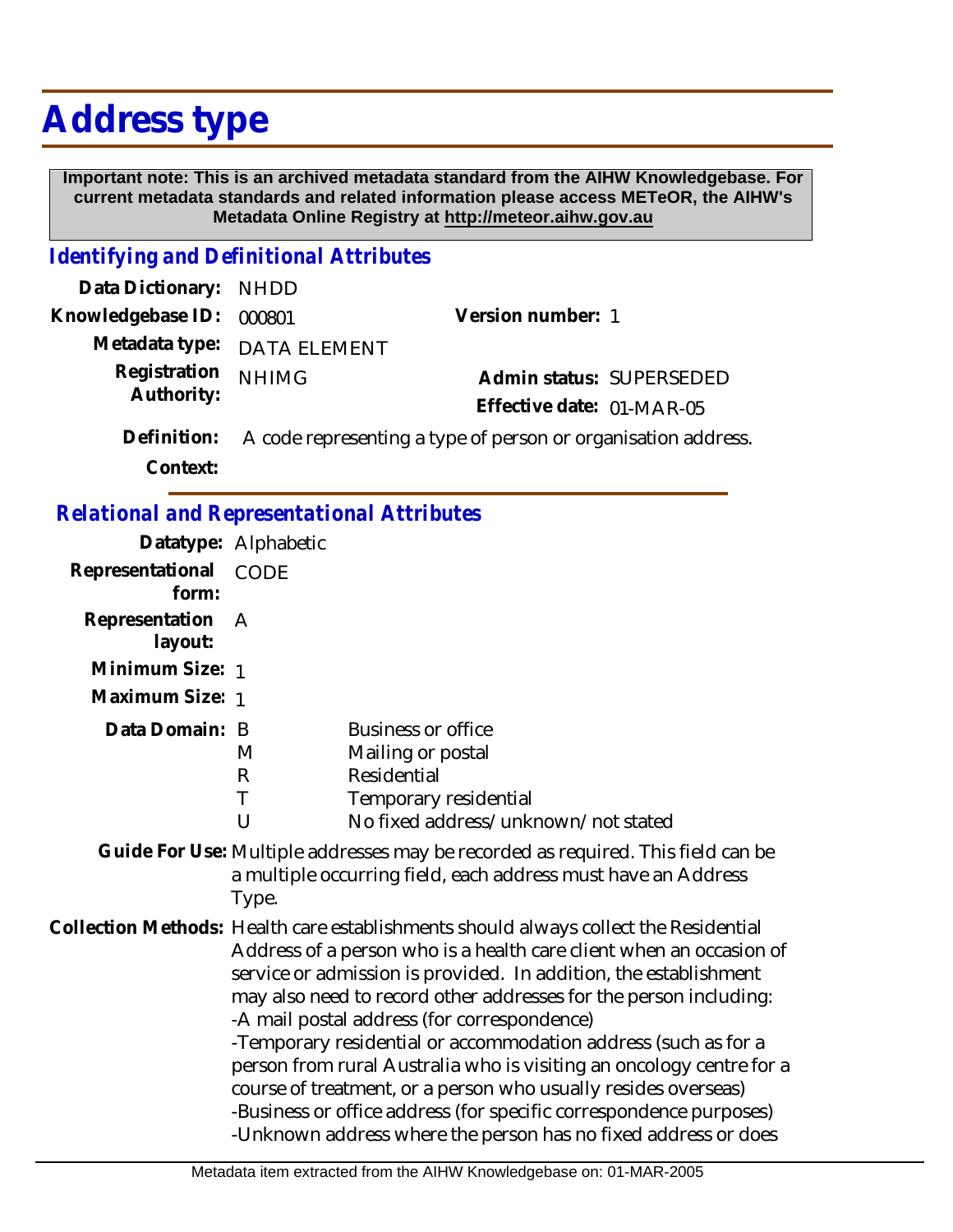# Address type

**Important note: This is an archived metadata standard from the AIHW Knowledgebase. For current metadata standards and related information please access METeOR, the AIHW's Metadata Online Registry at http://meteor.aihw.gov.au**

## *Identifying and Definitional Attributes*

| | | | |
|---|---|---|---|
| **Data Dictionary:** | NHDD | | |
| **Knowledgebase ID:** | 000801 | **Version number:** | 1 |
| **Metadata type:** | DATA ELEMENT | | |
| **Registration Authority:** | NHIMG | **Admin status:** | SUPERSEDED |
| | | **Effective date:** | 01-MAR-05 |

**Definition:** A code representing a type of person or organisation address.

**Context:**

## *Relational and Representational Attributes*

**Datatype:** Alphabetic

**Representational form:** CODE

**Representation layout:** A

**Minimum Size:** 1

**Maximum Size:** 1

**Data Domain:**

| Code | Description |
|---|---|
| B | Business or office |
| M | Mailing or postal |
| R | Residential |
| T | Temporary residential |
| U | No fixed address/unknown/not stated |

**Guide For Use:** Multiple addresses may be recorded as required. This field can be a multiple occurring field, each address must have an Address Type.

**Collection Methods:** Health care establishments should always collect the Residential Address of a person who is a health care client when an occasion of service or admission is provided. In addition, the establishment may also need to record other addresses for the person including:
-A mail postal address (for correspondence)
-Temporary residential or accommodation address (such as for a person from rural Australia who is visiting an oncology centre for a course of treatment, or a person who usually resides overseas)
-Business or office address (for specific correspondence purposes)
-Unknown address where the person has no fixed address or does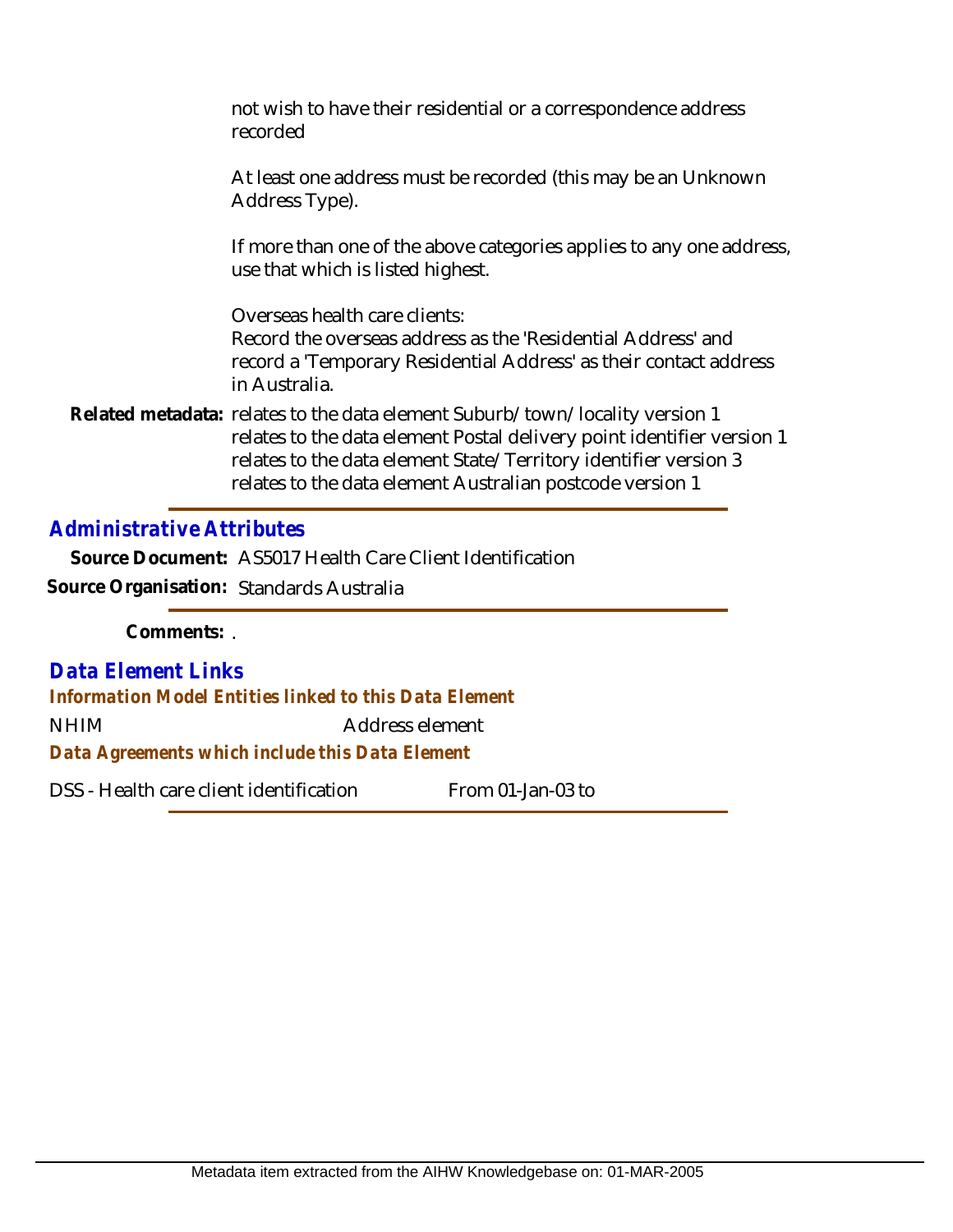not wish to have their residential or a correspondence address recorded

At least one address must be recorded (this may be an Unknown Address Type).

If more than one of the above categories applies to any one address, use that which is listed highest.

Overseas health care clients:
Record the overseas address as the 'Residential Address' and record a 'Temporary Residential Address' as their contact address in Australia.

**Related metadata:** relates to the data element Suburb/town/locality version 1
relates to the data element Postal delivery point identifier version 1
relates to the data element State/Territory identifier version 3
relates to the data element Australian postcode version 1

## Administrative Attributes

**Source Document:** AS5017 Health Care Client Identification

**Source Organisation:** Standards Australia

**Comments:** .

## Data Element Links

### Information Model Entities linked to this Data Element

| | |
|---|---|
| NHIM | Address element |

### Data Agreements which include this Data Element

| | |
|---|---|
| DSS - Health care client identification | From 01-Jan-03 to |

Metadata item extracted from the AIHW Knowledgebase on: 01-MAR-2005